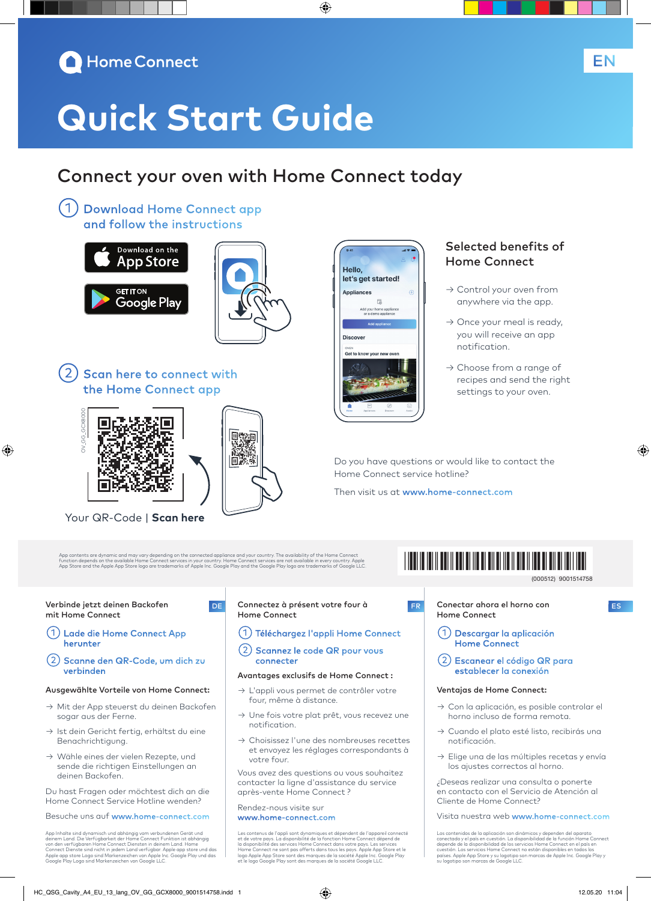Home Connect

EN

# Quick Start Guide

## Connect your oven with Home Connect today

1. Download Home Connect app and follow the instructions

Download on the App Store

GET IT ON Google Play

2. Scan here to connect with the Home Connect app

OV_GG_GCX8000

Your QR-Code | **Scan here**

Hello, let's get started!

Appliances

Add your home appliance or a demo appliance

Add appliance

Discover

OVEN

Get to know your new oven

### Selected benefits of Home Connect

→ Control your oven from anywhere via the app.

→ Once your meal is ready, you will receive an app notification.

→ Choose from a range of recipes and send the right settings to your oven.

Do you have questions or would like to contact the Home Connect service hotline?

Then visit us at **www.home-connect.com**

App contents are dynamic and may vary depending on the connected appliance and your country. The availability of the Home Connect function depends on the available Home Connect services in your country. Home Connect services are not available in every country. Apple App Store and the Apple App Store logo are trademarks of Apple Inc. Google Play and the Google Play logo are trademarks of Google LLC.

(000512) 9001514758

---

DE

### Verbinde jetzt deinen Backofen mit Home Connect

1. Lade die Home Connect App herunter
2. Scanne den QR-Code, um dich zu verbinden

**Ausgewählte Vorteile von Home Connect:**

→ Mit der App steuerst du deinen Backofen sogar aus der Ferne.

→ Ist dein Gericht fertig, erhältst du eine Benachrichtigung.

→ Wähle eines der vielen Rezepte, und sende die richtigen Einstellungen an deinen Backofen.

Du hast Fragen oder möchtest dich an die Home Connect Service Hotline wenden?

Besuche uns auf **www.home-connect.com**

App Inhalte sind dynamisch und abhängig vom verbundenen Gerät und deinem Land. Die Verfügbarkeit der Home Connect Funktion ist abhängig von den verfügbaren Home Connect Diensten in deinem Land. Home Connect Dienste sind nicht in jedem Land verfügbar. Apple app store und Apple app store Logo sind Markenzeichen von Apple Inc. Google Play und das Google Play Logo sind Markenzeichen von Google LLC.

---

FR

### Connectez à présent votre four à Home Connect

1. Téléchargez l'appli Home Connect
2. Scannez le code QR pour vous connecter

**Avantages exclusifs de Home Connect :**

→ L'appli vous permet de contrôler votre four, même à distance.

→ Une fois votre plat prêt, vous recevez une notification.

→ Choisissez l'une des nombreuses recettes et envoyez les réglages correspondants à votre four.

Vous avez des questions ou vous souhaitez contacter la ligne d'assistance du service après-vente Home Connect ?

Rendez-vous visite sur **www.home-connect.com**

Les contenus de l'appli sont dynamiques et dépendent de l'appareil connecté et de votre pays. La disponibilité de la fonction Home Connect dépend de la disponibilité des services Home Connect dans votre pays. Les services Home Connect ne sont pas offerts dans tous les pays. Apple App Store et le logo Apple App Store sont des marques de la société Apple Inc. Google Play et le logo Google Play sont des marques de la société Google LLC.

---

ES

### Conectar ahora el horno con Home Connect

1. Descargar la aplicación Home Connect
2. Escanear el código QR para establecer la conexión

**Ventajas de Home Connect:**

→ Con la aplicación, es posible controlar el horno incluso de forma remota.

→ Cuando el plato esté listo, recibirás una notificación.

→ Elige una de las múltiples recetas y envía los ajustes correctos al horno.

¿Deseas realizar una consulta o ponerte en contacto con el Servicio de Atención al Cliente de Home Connect?

Visita nuestra web **www.home-connect.com**

Los contenidos de la aplicación son dinámicos y dependen del aparato conectado y el país en cuestión. La disponibilidad de la función Home Connect depende de la disponibilidad de los servicios Home Connect en el país en cuestión. Los servicios Home Connect no están disponibles en todos los países. Apple App Store y su logotipo son marcas de Apple Inc. Google Play y su logotipo son marcas de Google LLC.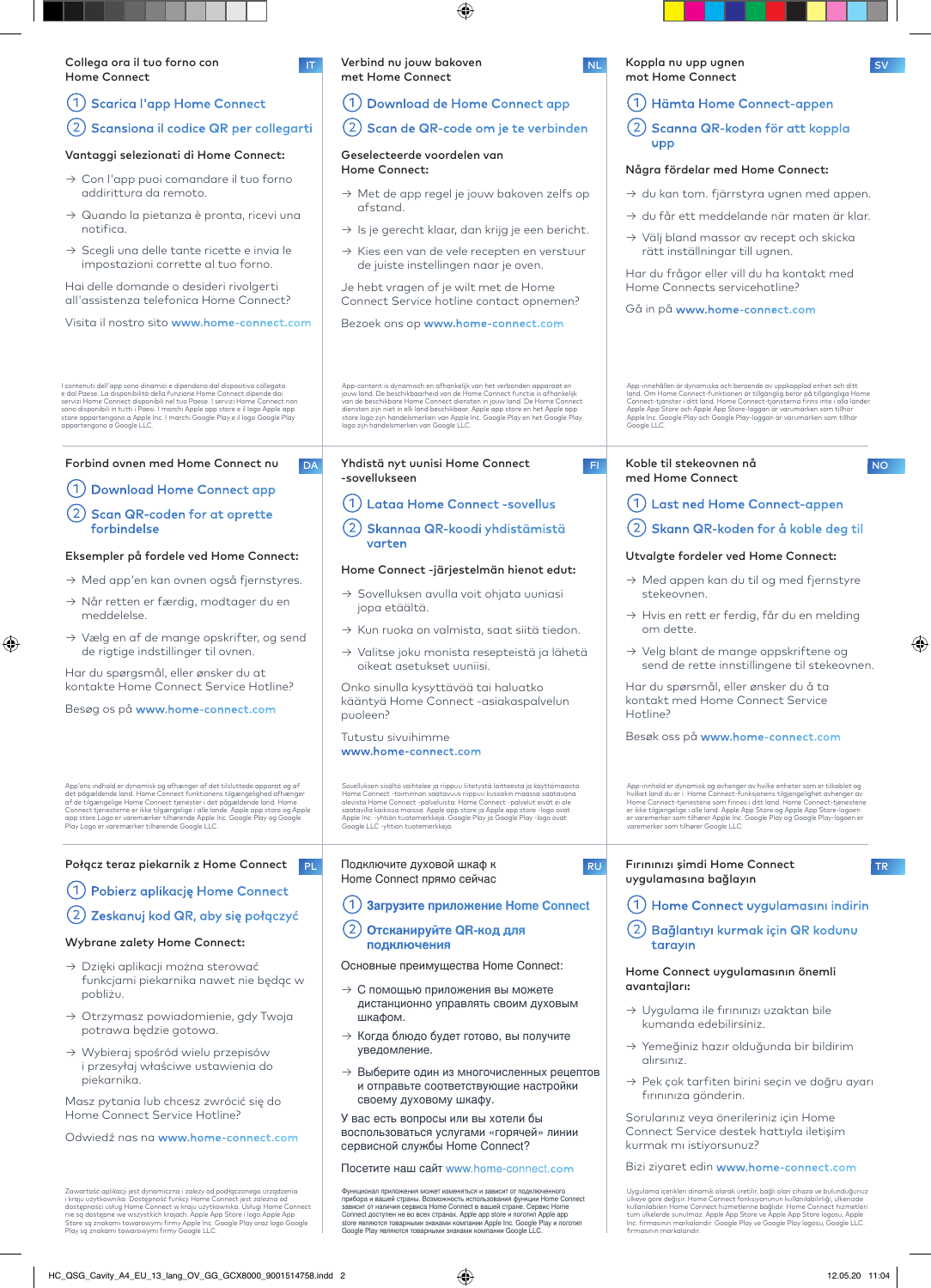## Collega ora il tuo forno con Home Connect

IT

1. Scarica l'app Home Connect
2. Scansiona il codice QR per collegarti

### Vantaggi selezionati di Home Connect:

→ Con l'app puoi comandare il tuo forno addirittura da remoto.

→ Quando la pietanza è pronta, ricevi una notifica.

→ Scegli una delle tante ricette e invia le impostazioni corrette al tuo forno.

Hai delle domande o desideri rivolgerti all'assistenza telefonica Home Connect?

Visita il nostro sito www.home-connect.com

I contenuti dell'app sono dinamici e dipendono dal dispositivo collegato e dal Paese. La disponibilità della funzione Home Connect dipende dai servizi Home Connect disponibili nel tuo Paese. I servizi Home Connect non sono disponibili in tutti i Paesi. I marchi Apple app store e il logo Apple app store appartengono a Apple Inc. I marchi Google Play e il logo Google Play appartengono a Google LLC.

## Verbind nu jouw bakoven met Home Connect

NL

1. Download de Home Connect app
2. Scan de QR-code om je te verbinden

### Geselecteerde voordelen van Home Connect:

→ Met de app regel je jouw bakoven zelfs op afstand.

→ Is je gerecht klaar, dan krijg je een bericht.

→ Kies een van de vele recepten en verstuur de juiste instellingen naar je oven.

Je hebt vragen of je wilt met de Home Connect Service hotline contact opnemen?

Bezoek ons op www.home-connect.com

App-content is dynamisch en afhankelijk van het verbonden apparaat en jouw land. De beschikbaarheid van de Home Connect functie is afhankelijk van de beschikbare Home Connect diensten in jouw land. De Home Connect diensten zijn niet in elk land beschikbaar. Apple app store en het Apple app store logo zijn handelsmerken van Apple Inc. Google Play en het Google Play logo zijn handelsmerken van Google LLC.

## Koppla nu upp ugnen mot Home Connect

SV

1. Hämta Home Connect-appen
2. Scanna QR-koden för att koppla upp

### Några fördelar med Home Connect:

→ du kan tom. fjärrstyra ugnen med appen.

→ du får ett meddelande när maten är klar.

→ Välj bland massor av recept och skicka rätt inställningar till ugnen.

Har du frågor eller vill du ha kontakt med Home Connects servicehotline?

Gå in på www.home-connect.com

App-innehållen är dynamiska och beroende av uppkopplad enhet och ditt land. Om Home Connect-funktionen är tillgänglig beror på tillgängliga Home Connect-tjänster i ditt land. Home Connect-tjänsterna finns inte i alla länder. Apple App Store och Apple App Store-loggan är varumärken som tillhör Apple Inc. Google Play och Google Play-loggan är varumärken som tillhör Google LLC.

## Forbind ovnen med Home Connect nu

DA

1. Download Home Connect app
2. Scan QR-coden for at oprette forbindelse

### Eksempler på fordele ved Home Connect:

→ Med app'en kan ovnen også fjernstyres.

→ Når retten er færdig, modtager du en meddelelse.

→ Vælg en af de mange opskrifter, og send de rigtige indstillinger til ovnen.

Har du spørgsmål, eller ønsker du at kontakte Home Connect Service Hotline?

Besøg os på www.home-connect.com

App'ens indhold er dynamisk og afhænger af det tilsluttede apparat og af det pågældende land. Home Connect funktionens tilgængelighed afhænger af de tilgængelige Home Connect tjenester i det pågældende land. Home Connect tjenesterne er ikke tilgængelige i alle lande. Apple app store og Apple app store Logo er varemærker tilhørende Apple Inc. Google Play og Google Play Logo er varemærker tilhørende Google LLC

## Yhdistä nyt uunisi Home Connect -sovellukseen

FI

1. Lataa Home Connect -sovellus
2. Skannaa QR-koodi yhdistämistä varten

### Home Connect -järjestelmän hienot edut:

→ Sovelluksen avulla voit ohjata uuniasi jopa etäältä.

→ Kun ruoka on valmista, saat siitä tiedon.

→ Valitse joku monista resepteistä ja lähetä oikeat asetukset uuniisi.

Onko sinulla kysyttävää tai haluatko kääntyä Home Connect -asiakaspalvelun puoleen?

Tutustu sivuihimme www.home-connect.com

Sovelluksen sisältö vaihtelee ja riippuu liitetystä laitteesta ja käyttömaasta. Home Connect -toiminnon saatavuus riippuu kussakin maassa saatavana olevista Home Connect -palveluista. Home Connect -palvelut eivät ei ole saatavilla kaikissa maissa. Apple app store ja Apple app store -logo ovat Apple Inc. -yhtiön tuotemerkkejä. Google Play ja Google Play -logo ovat Google LLC -yhtiön tuotemerkkejä.

## Koble til stekeovnen nå med Home Connect

NO

1. Last ned Home Connect-appen
2. Skann QR-koden for å koble deg til

### Utvalgte fordeler ved Home Connect:

→ Med appen kan du til og med fjernstyre stekeovnen.

→ Hvis en rett er ferdig, får du en melding om dette.

→ Velg blant de mange oppskriftene og send de rette innstillingene til stekeovnen.

Har du spørsmål, eller ønsker du å ta kontakt med Home Connect Service Hotline?

Besøk oss på www.home-connect.com

App-innhold er dynamisk og avhenger av hvilke enheter som er tilkoblet og hvilket land du er i. Home Connect-funksjonens tilgjengelighet avhenger av Home Connect-tjenestene som finnes i ditt land. Home Connect-tjenestene er ikke tilgjengelige i alle land. Apple App Store og Apple App Store-logoen er varemerker som tilhører Apple Inc. Google Play og Google Play-logoen er varemerker som tilhører Google LLC.

## Połącz teraz piekarnik z Home Connect

PL

1. Pobierz aplikację Home Connect
2. Zeskanuj kod QR, aby się połączyć

### Wybrane zalety Home Connect:

→ Dzięki aplikacji można sterować funkcjami piekarnika nawet nie będąc w pobliżu.

→ Otrzymasz powiadomienie, gdy Twoja potrawa będzie gotowa.

→ Wybieraj spośród wielu przepisów i przesyłaj właściwe ustawienia do piekarnika.

Masz pytania lub chcesz zwrócić się do Home Connect Service Hotline?

Odwiedź nas na www.home-connect.com

Zawartość aplikacji jest dynamiczna i zależy od podłączonego urządzenia i kraju użytkownika. Dostępność funkcji Home Connect jest zależna od dostępności usług Home Connect w kraju użytkownika. Usługi Home Connect nie są dostępne we wszystkich krajach. Apple app store i logo Apple app Store są znakami towarowymi firmy Apple Inc. Google Play oraz logo Google Play są znakami towarowymi firmy Google LLC.

## Подключите духовой шкаф к Home Connect прямо сейчас

RU

1. Загрузите приложение Home Connect
2. Отсканируйте QR-код для подключения

### Основные преимущества Home Connect:

→ С помощью приложения вы можете дистанционно управлять своим духовым шкафом.

→ Когда блюдо будет готово, вы получите уведомление.

→ Выберите один из многочисленных рецептов и отправьте соответствующие настройки своему духовому шкафу.

У вас есть вопросы или вы хотели бы воспользоваться услугами «горячей» линии сервисной службы Home Connect?

Посетите наш сайт www.home-connect.com

Функционал приложения может изменяться и зависит от подключенного прибора и вашей страны. Возможность использования функции Home Connect зависит от наличия сервиса Home Connect в вашей стране. Сервис Home Connect доступен не во всех странах. Apple app store и логотип Apple app store являются товарными знаками компании Apple Inc. Google Play и логотип Google Play являются товарными знаками компании Google LLC.

## Fırınınızı şimdi Home Connect uygulamasına bağlayın

TR

1. Home Connect uygulamasını indirin
2. Bağlantıyı kurmak için QR kodunu tarayın

### Home Connect uygulamasının önemli avantajları:

→ Uygulama ile fırınınızı uzaktan bile kumanda edebilirsiniz.

→ Yemeğiniz hazır olduğunda bir bildirim alırsınız.

→ Pek çok tarften birini seçin ve doğru ayarı fırınınıza gönderin.

Sorularınız veya önerileriniz için Home Connect Service destek hattıyla iletişim kurmak mı istiyorsunuz?

Bizi ziyaret edin www.home-connect.com

Uygulama içerikleri dinamik olarak üretilir, bağlı olan cihaza ve bulunduğunuz ülkeye göre değişir. Home Connect fonksiyonunun kullanılabilirliği, ülkenizde kullanılabilen Home Connect hizmetlerine bağlıdır. Home Connect hizmetleri tüm ülkelerde sunulmaz. Apple App Store ve Apple App Store logosu, Apple Inc. firmasının markalarıdır. Google Play ve Google Play logosu, Google LLC firmasının markalarıdır.